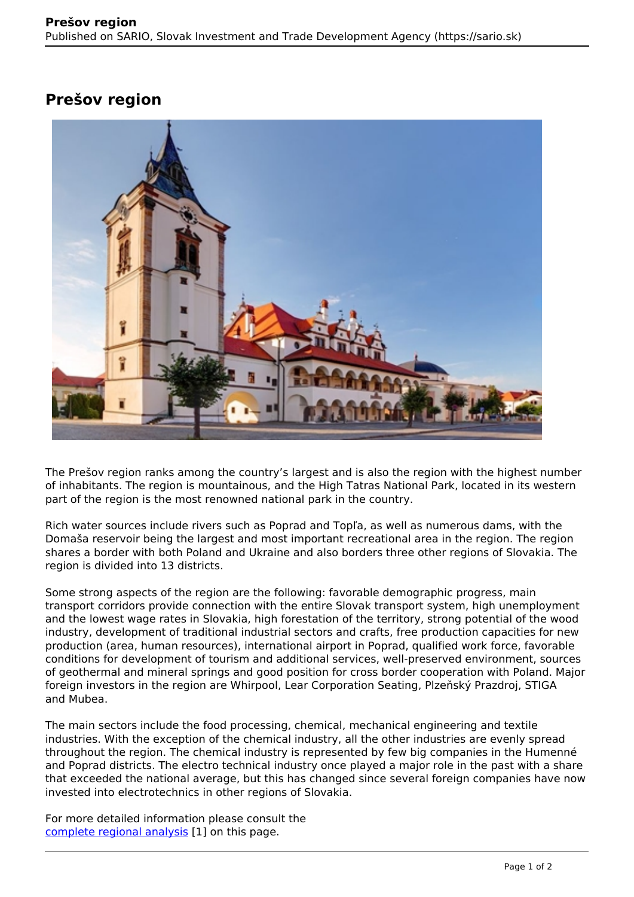# Prešov region

The Prešov region ranks among the country’s largest and is also the region with the highest number of inhabitants. The region is mountainous, and the High Tatras National Park, located in its western part of the region is the most renowned national park in the country.

Rich water sources include rivers such as Poprad and Topľa, as well as numerous dams, with the Domaša reservoir being the largest and most important recreational area in the region. The region shares a border with both Poland and Ukraine and also borders three other regions of Slovakia. The region is divided into 13 districts.

Some strong aspects of the region are the following: favorable demographic progress, main transport corridors provide connection with the entire Slovak transport system, high unemployment and the lowest wage rates in Slovakia, high forestation of the territory, strong potential of the wood industry, development of traditional industrial sectors and crafts, free production capacities for new production (area, human resources), international airport in Poprad, qualified work force, favorable conditions for development of tourism and additional services, well-preserved environment, sources of geothermal and mineral springs and good position for cross border cooperation with Poland. Major foreign investors in the region are Whirpool, Lear Corporation Seating, Plzeňský Prazdroj, STIGA and Mubea.

The main sectors include the food processing, chemical, mechanical engineering and textile industries. With the exception of the chemical industry, all the other industries are evenly spread throughout the region. The chemical industry is represented by few big companies in the Humenné and Poprad districts. The electro technical industry once played a major role in the past with a share that exceeded the national average, but this has changed since several foreign companies have now invested into electrotechnics in other regions of Slovakia.

For more detailed information please consult the complete regional analysis [1] on this page.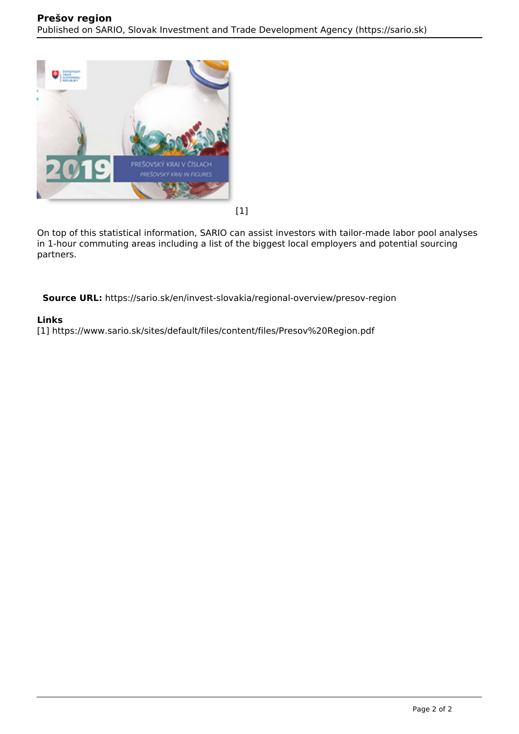[1]

On top of this statistical information, SARIO can assist investors with tailor-made labor pool analyses in 1-hour commuting areas including a list of the biggest local employers and potential sourcing partners.

**Source URL:** https://sario.sk/en/invest-slovakia/regional-overview/presov-region

**Links**
[1] https://www.sario.sk/sites/default/files/content/files/Presov%20Region.pdf